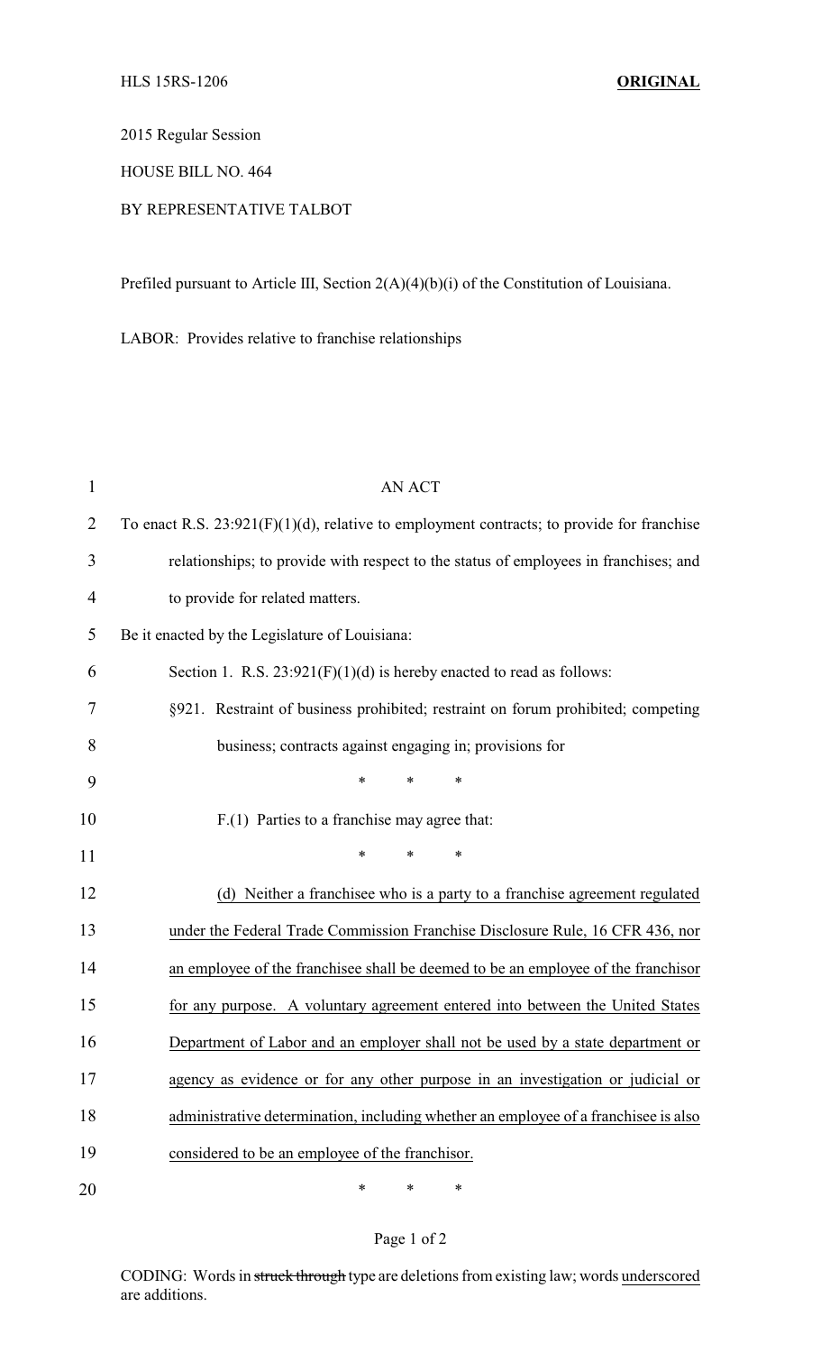HLS 15RS-1206 **ORIGINAL**

2015 Regular Session

HOUSE BILL NO. 464

BY REPRESENTATIVE TALBOT

Prefiled pursuant to Article III, Section 2(A)(4)(b)(i) of the Constitution of Louisiana.

LABOR: Provides relative to franchise relationships

AN ACT

To enact R.S. 23:921(F)(1)(d), relative to employment contracts; to provide for franchise relationships; to provide with respect to the status of employees in franchises; and to provide for related matters.

Be it enacted by the Legislature of Louisiana:

Section 1. R.S. 23:921(F)(1)(d) is hereby enacted to read as follows:

§921. Restraint of business prohibited; restraint on forum prohibited; competing business; contracts against engaging in; provisions for

\* \* \*

F.(1) Parties to a franchise may agree that:

\* \* \*

<u>(d) Neither a franchisee who is a party to a franchise agreement regulated under the Federal Trade Commission Franchise Disclosure Rule, 16 CFR 436, nor an employee of the franchisee shall be deemed to be an employee of the franchisor for any purpose. A voluntary agreement entered into between the United States Department of Labor and an employer shall not be used by a state department or agency as evidence or for any other purpose in an investigation or judicial or administrative determination, including whether an employee of a franchisee is also considered to be an employee of the franchisor.</u>

\* \* \*

CODING: Words in ~~struck through~~ type are deletions from existing law; words <u>underscored</u> are additions.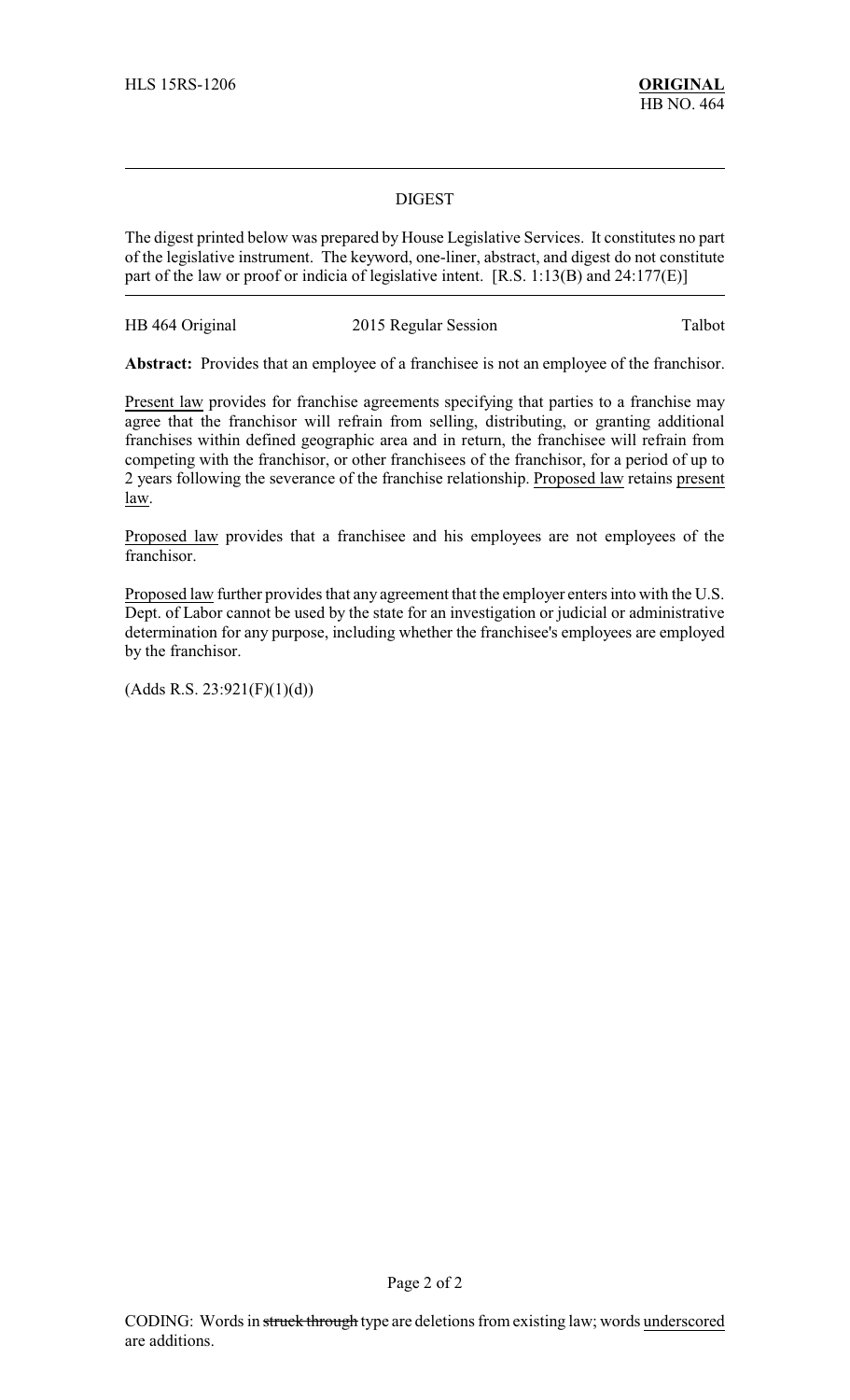HLS 15RS-1206 **ORIGINAL**
HB NO. 464

## DIGEST

The digest printed below was prepared by House Legislative Services. It constitutes no part of the legislative instrument. The keyword, one-liner, abstract, and digest do not constitute part of the law or proof or indicia of legislative intent. [R.S. 1:13(B) and 24:177(E)]

HB 464 Original 2015 Regular Session Talbot

**Abstract:** Provides that an employee of a franchisee is not an employee of the franchisor.

Present law provides for franchise agreements specifying that parties to a franchise may agree that the franchisor will refrain from selling, distributing, or granting additional franchises within defined geographic area and in return, the franchisee will refrain from competing with the franchisor, or other franchisees of the franchisor, for a period of up to 2 years following the severance of the franchise relationship. Proposed law retains present law.

Proposed law provides that a franchisee and his employees are not employees of the franchisor.

Proposed law further provides that any agreement that the employer enters into with the U.S. Dept. of Labor cannot be used by the state for an investigation or judicial or administrative determination for any purpose, including whether the franchisee's employees are employed by the franchisor.

(Adds R.S. 23:921(F)(1)(d))

CODING: Words in ~~struck through~~ type are deletions from existing law; words underscored are additions.